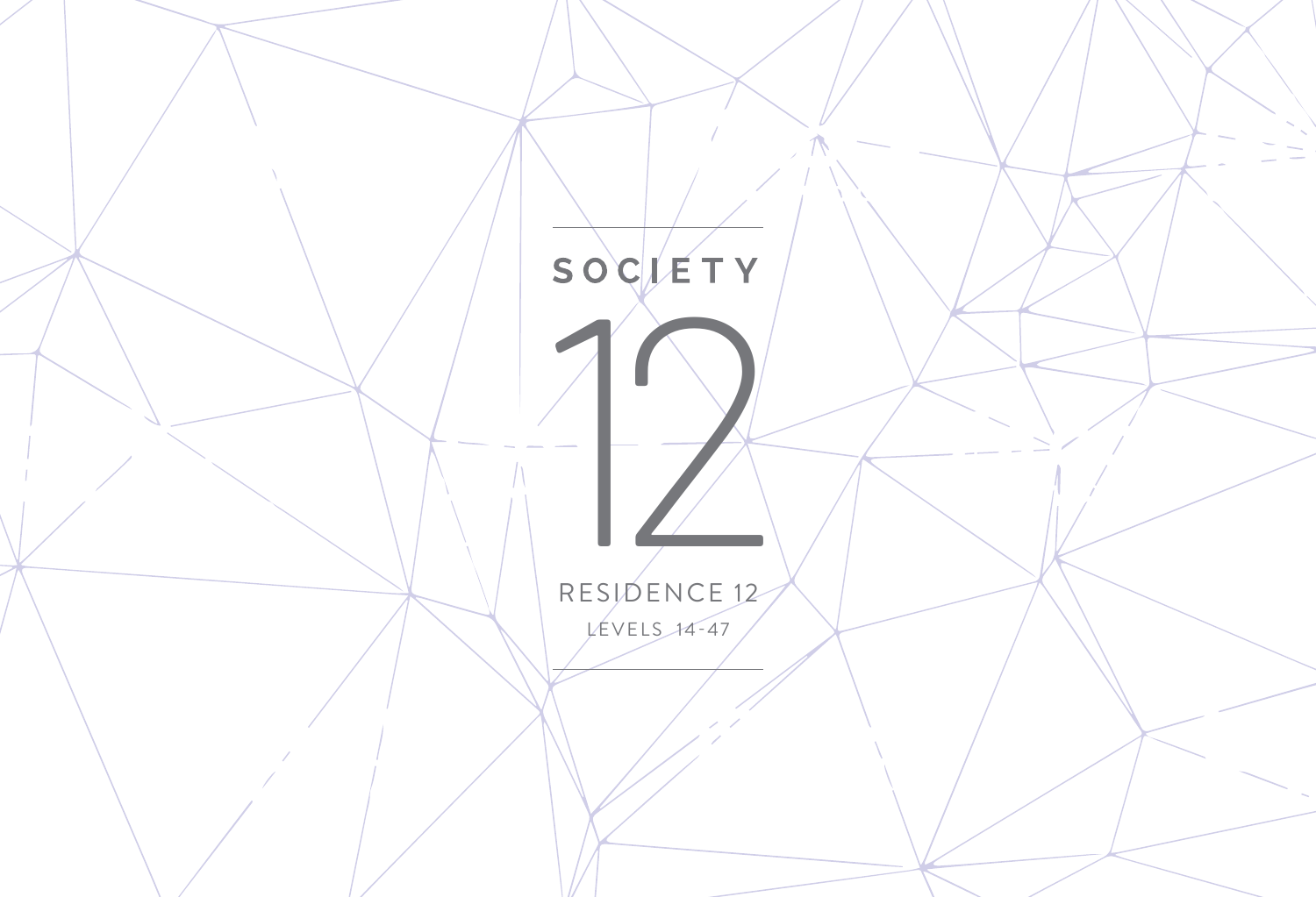# SOCIETY

# 12

RESIDENCE 12

LEVELS 14-47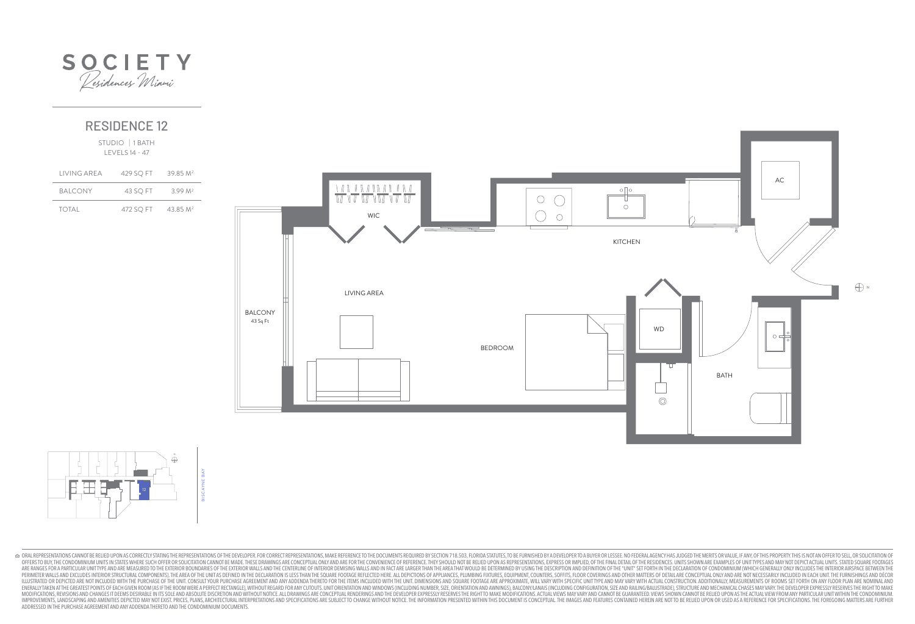# SOCIETY

*Residences Miami*

## RESIDENCE 12

STUDIO | 1 BATH
LEVELS 14 - 47

| | | |
|---|---|---|
| LIVING AREA | 429 SQ FT | 39.85 M² |
| BALCONY | 43 SQ FT | 3.99 M² |
| TOTAL | 472 SQ FT | 43.85 M² |

WIC

KITCHEN

AC

LIVING AREA

BALCONY
43 Sq Ft

BEDROOM

WD

BATH

N

12

BISCAYNE BAY

ORAL REPRESENTATIONS CANNOT BE RELIED UPON AS CORRECTLY STATING THE REPRESENTATIONS OF THE DEVELOPER. FOR CORRECT REPRESENTATIONS, MAKE REFERENCE TO THE DOCUMENTS REQUIRED BY SECTION 718.503, FLORIDA STATUTES, TO BE FURNISHED BY A DEVELOPER TO A BUYER OR LESSEE. NO FEDERAL AGENCY HAS JUDGED THE MERITS OR VALUE, IF ANY, OF THIS PROPERTY. THIS IS NOT AN OFFER TO SELL, OR SOLICITATION OF OFFERS TO BUY, THE CONDOMINIUM UNITS IN STATES WHERE SUCH OFFER OR SOLICITATION CANNOT BE MADE. THESE DRAWINGS ARE CONCEPTUAL ONLY AND ARE FOR THE CONVENIENCE OF REFERENCE. THEY SHOULD NOT BE RELIED UPON AS REPRESENTATIONS, EXPRESS OR IMPLIED, OF THE FINAL DETAIL OF THE RESIDENCES. UNITS SHOWN ARE EXAMPLES OF UNIT TYPES AND MAY NOT DEPICT ACTUAL UNITS. STATED SQUARE FOOTAGES ARE RANGES FOR A PARTICULAR UNIT TYPE AND ARE MEASURED TO THE EXTERIOR BOUNDARIES OF THE EXTERIOR WALLS AND THE CENTERLINE OF INTERIOR DEMISING WALLS AND IN FACT ARE LARGER THAN THE AREA THAT WOULD BE DETERMINED BY USING THE DESCRIPTION AND DEFINITION OF THE "UNIT" SET FORTH IN THE DECLARATION OF CONDOMINIUM (WHICH GENERALLY ONLY INCLUDES THE INTERIOR AIRSPACE BETWEEN THE PERIMETER WALLS AND EXCLUDES INTERIOR STRUCTURAL COMPONENTS). THE AREA OF THE UNIT AS DEFINED IN THE DECLARATION IS LESS THAN THE SQUARE FOOTAGE REFLECTED HERE. ALL DEPICTIONS OF APPLIANCES, PLUMBING FIXTURES, EQUIPMENT, COUNTERS, SOFFITS, FLOOR COVERINGS AND OTHER MATTERS OF DETAIL ARE CONCEPTUAL ONLY AND ARE NOT NECESSARILY INCLUDED IN EACH UNIT. THE FURNISHINGS AND DÉCOR ILLUSTRATED OR DEPICTED ARE NOT INCLUDED WITH THE PURCHASE OF THE UNIT. CONSULT YOUR PURCHASE AGREEMENT AND ANY ADDENDA THERETO FOR THE ITEMS INCLUDED WITH THE UNIT. DIMENSIONS AND SQUARE FOOTAGE ARE APPROXIMATE, WILL VARY WITH SPECIFIC UNIT TYPE AND MAY VARY WITH ACTUAL CONSTRUCTION. ADDITIONALLY, MEASUREMENTS OF ROOMS SET FORTH ON ANY FLOOR PLAN ARE NOMINAL AND GENERALLY TAKEN AT THE GREATEST POINTS OF EACH GIVEN ROOM (AS IF THE ROOM WERE A PERFECT RECTANGLE), WITHOUT REGARD FOR ANY CUTOUTS. UNIT ORIENTATION AND WINDOWS (INCLUDING NUMBER, SIZE, ORIENTATION AND AWNINGS), BALCONY/LANAIS (INCLUDING CONFIGURATION, SIZE AND RAILING/BALUSTRADE), STRUCTURE AND MECHANICAL CHASES MAY VARY. THE DEVELOPER EXPRESSLY RESERVES THE RIGHT TO MAKE MODIFICATIONS, REVISIONS AND CHANGES IT DEEMS DESIRABLE IN ITS SOLE AND ABSOLUTE DISCRETION AND WITHOUT NOTICE. ALL DRAWINGS ARE CONCEPTUAL RENDERINGS AND THE DEVELOPER EXPRESSLY RESERVES THE RIGHT TO MAKE MODIFICATIONS. ACTUAL VIEWS MAY VARY AND CANNOT BE GUARANTEED. VIEWS SHOWN CANNOT BE RELIED UPON AS THE ACTUAL VIEW FROM ANY PARTICULAR UNIT WITHIN THE CONDOMINIUM. IMPROVEMENTS, LANDSCAPING AND AMENITIES DEPICTED MAY NOT EXIST. PRICES, PLANS, ARCHITECTURAL INTERPRETATIONS AND SPECIFICATIONS ARE SUBJECT TO CHANGE WITHOUT NOTICE. THE INFORMATION PRESENTED WITHIN THIS DOCUMENT IS CONCEPTUAL. THE IMAGES AND FEATURES CONTAINED HEREIN ARE NOT TO BE RELIED UPON OR USED AS A REFERENCE FOR SPECIFICATIONS. THE FOREGOING MATTERS ARE FURTHER ADDRESSED IN THE PURCHASE AGREEMENT AND ANY ADDENDA THERETO AND THE CONDOMINIUM DOCUMENTS.